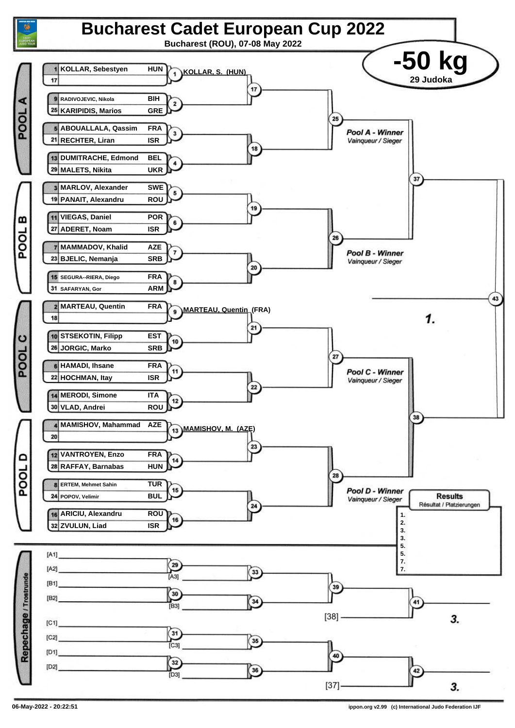# Bucharest Cadet European Cup 2022

**Bucharest (ROU), 07-08 May 2022**

## -50 kg

**29 Judoka**

### POOL A

| Seed | Name | Country | Match |
|---|---|---|---|
| 1 | KOLLAR, Sebestyen | HUN | 1 |
| 17 | | | 1 |
| 9 | RADIVOJEVIC, Nikola | BIH | 2 |
| 25 | KARIPIDIS, Marios | GRE | 2 |
| 5 | ABOUALLALA, Qassim | FRA | 3 |
| 21 | RECHTER, Liran | ISR | 3 |
| 13 | DUMITRACHE, Edmond | BEL | 4 |
| 29 | MALETS, Nikita | UKR | 4 |

Match 1: KOLLAR, S. (HUN)

Matches 17, 18 → 25

Pool A - Winner
*Vainqueur / Sieger*

### POOL B

| Seed | Name | Country | Match |
|---|---|---|---|
| 3 | MARLOV, Alexander | SWE | 5 |
| 19 | PANAIT, Alexandru | ROU | 5 |
| 11 | VIEGAS, Daniel | POR | 6 |
| 27 | ADERET, Noam | ISR | 6 |
| 7 | MAMMADOV, Khalid | AZE | 7 |
| 23 | BJELIC, Nemanja | SRB | 7 |
| 15 | SEGURA--RIERA, Diego | FRA | 8 |
| 31 | SAFARYAN, Gor | ARM | 8 |

Matches 19, 20 → 26

Pool B - Winner
*Vainqueur / Sieger*

Matches 25, 26 → 37

### POOL C

| Seed | Name | Country | Match |
|---|---|---|---|
| 2 | MARTEAU, Quentin | FRA | 9 |
| 18 | | | 9 |
| 10 | STSEKOTIN, Filipp | EST | 10 |
| 26 | JORGIC, Marko | SRB | 10 |
| 6 | HAMADI, Ihsane | FRA | 11 |
| 22 | HOCHMAN, Itay | ISR | 11 |
| 14 | MERODI, Simone | ITA | 12 |
| 30 | VLAD, Andrei | ROU | 12 |

Match 9: MARTEAU, Quentin (FRA)

Matches 21, 22 → 27

Pool C - Winner
*Vainqueur / Sieger*

### POOL D

| Seed | Name | Country | Match |
|---|---|---|---|
| 4 | MAMISHOV, Mahammad | AZE | 13 |
| 20 | | | 13 |
| 12 | VANTROYEN, Enzo | FRA | 14 |
| 28 | RAFFAY, Barnabas | HUN | 14 |
| 8 | ERTEM, Mehmet Sahin | TUR | 15 |
| 24 | POPOV, Velimir | BUL | 15 |
| 16 | ARICIU, Alexandru | ROU | 16 |
| 32 | ZVULUN, Liad | ISR | 16 |

Match 13: MAMISHOV, M. (AZE)

Matches 23, 24 → 28

Pool D - Winner
*Vainqueur / Sieger*

Matches 27, 28 → 38

Final: Matches 37, 38 → 43 — **1.**

### Repechage / Trostrunde

- [A1], [A2] → 29; 29 vs [A3] → 33
- [B1], [B2] → 30; 30 vs [B3] → 34
- 33, 34 → 39; 39 vs [38] → 41 — **3.**
- [C1], [C2] → 31; 31 vs [C3] → 35
- [D1], [D2] → 32; 32 vs [D3] → 36
- 35, 36 → 40; 40 vs [37] → 42 — **3.**

### Results
*Résultat / Platzierungen*

1.
2.
3.
3.
5.
5.
7.
7.

06-May-2022 - 20:22:51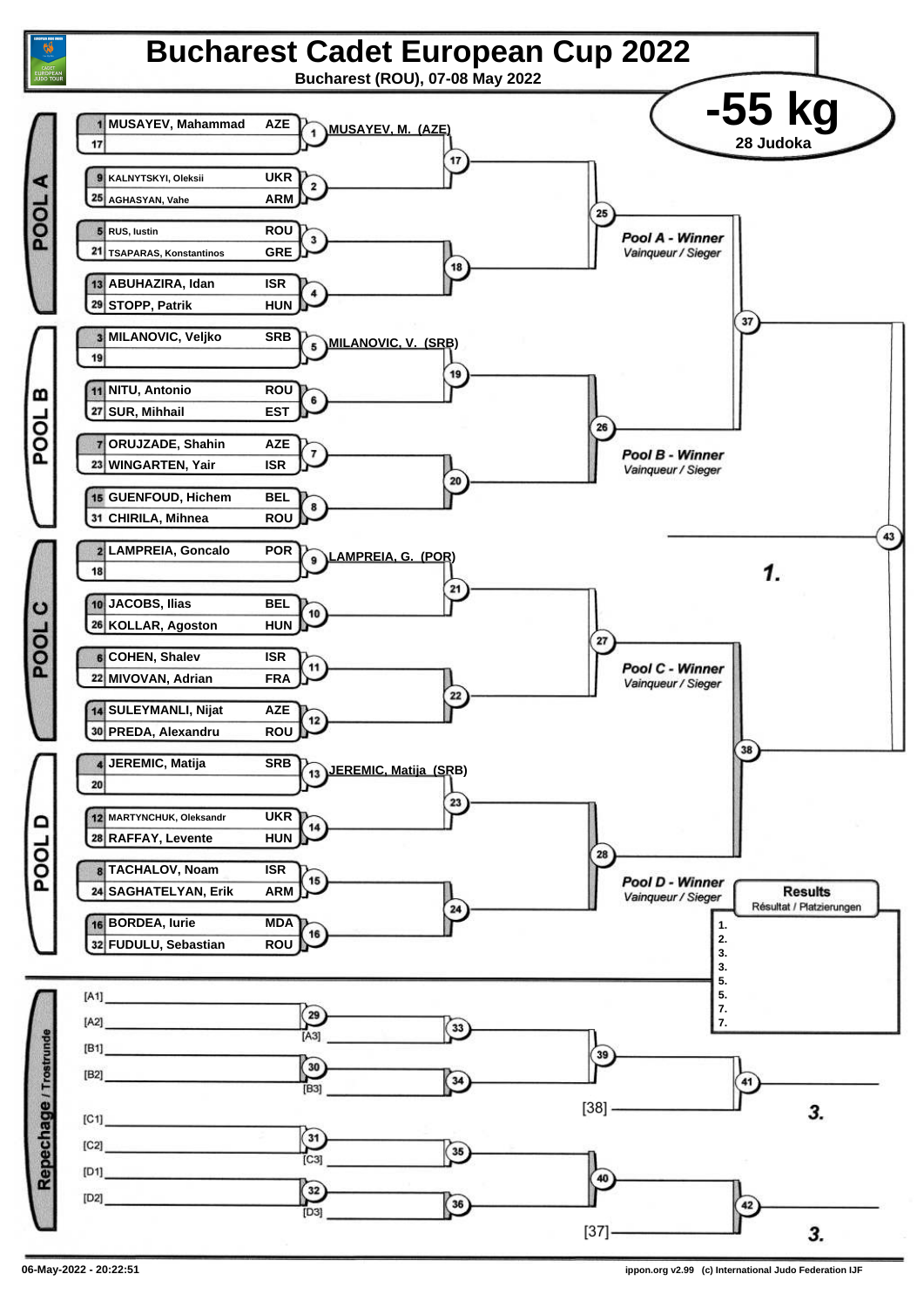# Bucharest Cadet European Cup 2022

Bucharest (ROU), 07-08 May 2022

## -55 kg

28 Judoka

### POOL A

| Seed | Name | Country |
|---|---|---|
| 1 | MUSAYEV, Mahammad | AZE |
| 17 | | |
| 9 | KALNYTSKYI, Oleksii | UKR |
| 25 | AGHASYAN, Vahe | ARM |
| 5 | RUS, Iustin | ROU |
| 21 | TSAPARAS, Konstantinos | GRE |
| 13 | ABUHAZIRA, Idan | ISR |
| 29 | STOPP, Patrik | HUN |

Match 1: MUSAYEV, M. (AZE)

Pool A - Winner
Vainqueur / Sieger

### POOL B

| Seed | Name | Country |
|---|---|---|
| 3 | MILANOVIC, Veljko | SRB |
| 19 | | |
| 11 | NITU, Antonio | ROU |
| 27 | SUR, Mihhail | EST |
| 7 | ORUJZADE, Shahin | AZE |
| 23 | WINGARTEN, Yair | ISR |
| 15 | GUENFOUD, Hichem | BEL |
| 31 | CHIRILA, Mihnea | ROU |

Match 5: MILANOVIC, V. (SRB)

Pool B - Winner
Vainqueur / Sieger

### POOL C

| Seed | Name | Country |
|---|---|---|
| 2 | LAMPREIA, Goncalo | POR |
| 18 | | |
| 10 | JACOBS, Ilias | BEL |
| 26 | KOLLAR, Agoston | HUN |
| 6 | COHEN, Shalev | ISR |
| 22 | MIVOVAN, Adrian | FRA |
| 14 | SULEYMANLI, Nijat | AZE |
| 30 | PREDA, Alexandru | ROU |

Match 9: LAMPREIA, G. (POR)

Pool C - Winner
Vainqueur / Sieger

### POOL D

| Seed | Name | Country |
|---|---|---|
| 4 | JEREMIC, Matija | SRB |
| 20 | | |
| 12 | MARTYNCHUK, Oleksandr | UKR |
| 28 | RAFFAY, Levente | HUN |
| 8 | TACHALOV, Noam | ISR |
| 24 | SAGHATELYAN, Erik | ARM |
| 16 | BORDEA, Iurie | MDA |
| 32 | FUDULU, Sebastian | ROU |

Match 13: JEREMIC, Matija (SRB)

Pool D - Winner
Vainqueur / Sieger

Final (43): 1.

### Results
Résultat / Platzierungen

1.
2.
3.
3.
5.
5.
7.
7.

### Repechage / Trostrunde

[A1]
[A2]
[A3]
[B1]
[B2]
[B3]
[38] — 3.

[C1]
[C2]
[C3]
[D1]
[D2]
[D3]
[37] — 3.

06-May-2022 - 20:22:51

ippon.org v2.99 (c) International Judo Federation IJF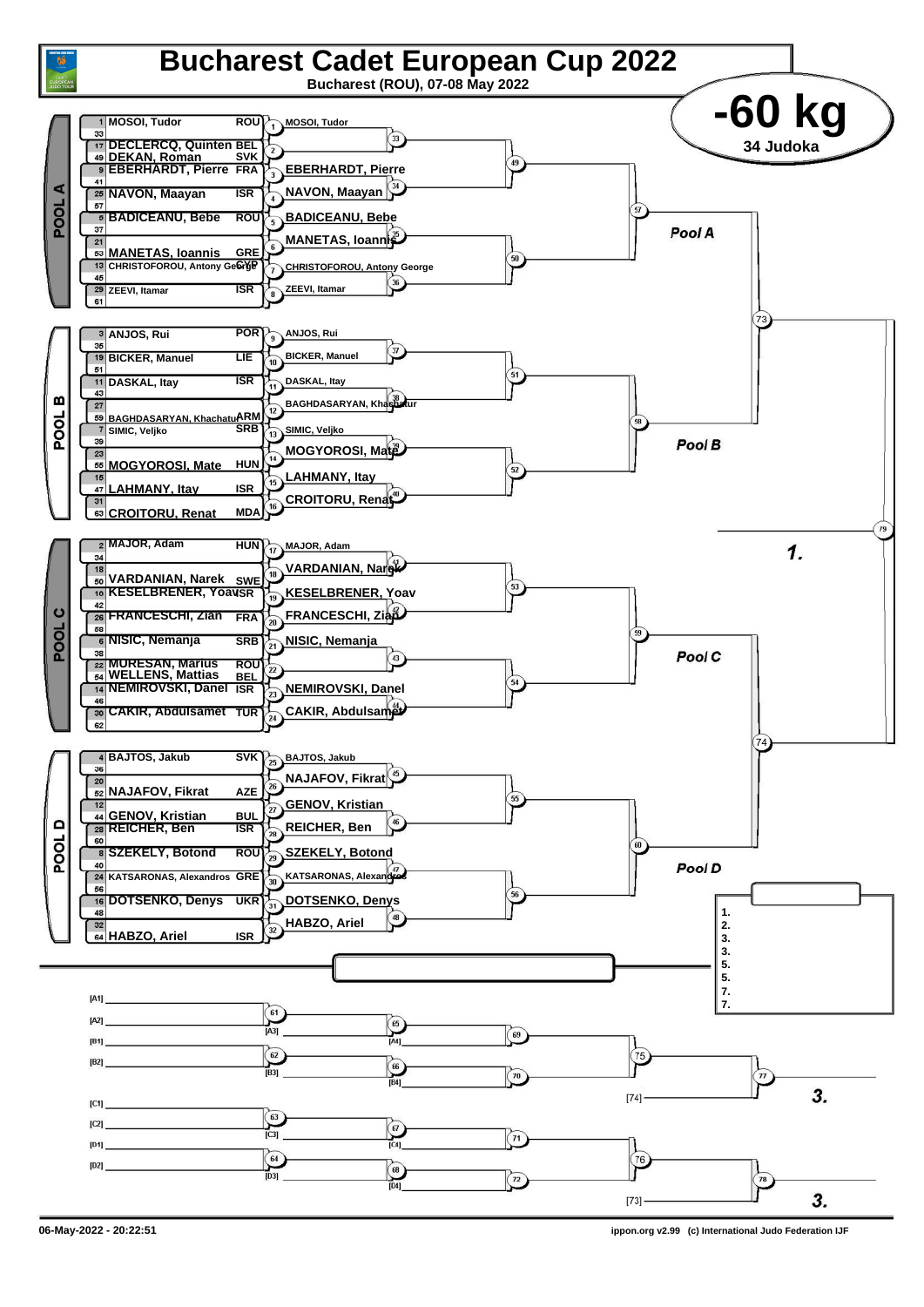# Bucharest Cadet European Cup 2022

Bucharest (ROU), 07-08 May 2022

## -60 kg

34 Judoka

### POOL A

| Seed | Name | Country | Match | Winner |
|---|---|---|---|---|
| 1 | MOSOI, Tudor | ROU | 1 | MOSOI, Tudor |
| 33 | | | | |
| 17 | DECLERCQ, Quinten | BEL | 2 | |
| 49 | DEKAN, Roman | SVK | | |
| 9 | EBERHARDT, Pierre | FRA | 3 | EBERHARDT, Pierre |
| 41 | | | | |
| 25 | NAVON, Maayan | ISR | 4 | NAVON, Maayan |
| 57 | | | | |
| 5 | BADICEANU, Bebe | ROU | 5 | BADICEANU, Bebe |
| 37 | | | | |
| 21 | | | 6 | MANETAS, Ioannis |
| 53 | MANETAS, Ioannis | GRE | | |
| 13 | CHRISTOFOROU, Antony George | CYP | 7 | CHRISTOFOROU, Antony George |
| 45 | | | | |
| 29 | ZEEVI, Itamar | ISR | 8 | ZEEVI, Itamar |
| 61 | | | | |

### POOL B

| Seed | Name | Country | Match | Winner |
|---|---|---|---|---|
| 3 | ANJOS, Rui | POR | 9 | ANJOS, Rui |
| 35 | | | | |
| 19 | BICKER, Manuel | LIE | 10 | BICKER, Manuel |
| 51 | | | | |
| 11 | DASKAL, Itay | ISR | 11 | DASKAL, Itay |
| 43 | | | | |
| 27 | | | 12 | BAGHDASARYAN, Khachatur |
| 59 | BAGHDASARYAN, Khachatur | ARM | | |
| 7 | SIMIC, Veljko | SRB | 13 | SIMIC, Veljko |
| 39 | | | | |
| 23 | | | 14 | MOGYOROSI, Mate |
| 55 | MOGYOROSI, Mate | HUN | | |
| 15 | | | 15 | LAHMANY, Itay |
| 47 | LAHMANY, Itay | ISR | | |
| 31 | | | 16 | CROITORU, Renat |
| 63 | CROITORU, Renat | MDA | | |

### POOL C

| Seed | Name | Country | Match | Winner |
|---|---|---|---|---|
| 2 | MAJOR, Adam | HUN | 17 | MAJOR, Adam |
| 34 | | | | |
| 18 | | | 18 | VARDANIAN, Narek |
| 50 | VARDANIAN, Narek | SWE | | |
| 10 | KESELBRENER, Yoav | ISR | 19 | KESELBRENER, Yoav |
| 42 | | | | |
| 26 | FRANCESCHI, Zian | FRA | 20 | FRANCESCHI, Zian |
| 58 | | | | |
| 6 | NISIC, Nemanja | SRB | 21 | NISIC, Nemanja |
| 38 | | | | |
| 22 | MURESAN, Marius | ROU | 22 | |
| 54 | WELLENS, Mattias | BEL | | |
| 14 | NEMIROVSKI, Danel | ISR | 23 | NEMIROVSKI, Danel |
| 46 | | | | |
| 30 | CAKIR, Abdulsamet | TUR | 24 | CAKIR, Abdulsamet |
| 62 | | | | |

### POOL D

| Seed | Name | Country | Match | Winner |
|---|---|---|---|---|
| 4 | BAJTOS, Jakub | SVK | 25 | BAJTOS, Jakub |
| 36 | | | | |
| 20 | | | 26 | NAJAFOV, Fikrat |
| 52 | NAJAFOV, Fikrat | AZE | | |
| 12 | | | 27 | GENOV, Kristian |
| 44 | GENOV, Kristian | BUL | | |
| 28 | REICHER, Ben | ISR | 28 | REICHER, Ben |
| 60 | | | | |
| 8 | SZEKELY, Botond | ROU | 29 | SZEKELY, Botond |
| 40 | | | | |
| 24 | KATSARONAS, Alexandros | GRE | 30 | KATSARONAS, Alexandros |
| 56 | | | | |
| 16 | DOTSENKO, Denys | UKR | 31 | DOTSENKO, Denys |
| 48 | | | | |
| 32 | | | 32 | HABZO, Ariel |
| 64 | HABZO, Ariel | ISR | | |

Pool A · Pool B · Pool C · Pool D

Final: 79 — 1.

### Results

1.
2.
3.
3.
5.
5.
7.
7.

### Repechage

[A1] [A2] [B1] [B2] [C1] [C2] [D1] [D2]

61 [A3] · 62 [B3] · 63 [C3] · 64 [D3]

65 [A4] · 66 [B4] · 67 [C4] · 68 [D4]

69 · 70 · 71 · 72

75 · 76

77 — [74] — 3.

78 — [73] — 3.

06-May-2022 - 20:22:51 ippon.org v2.99 (c) International Judo Federation IJF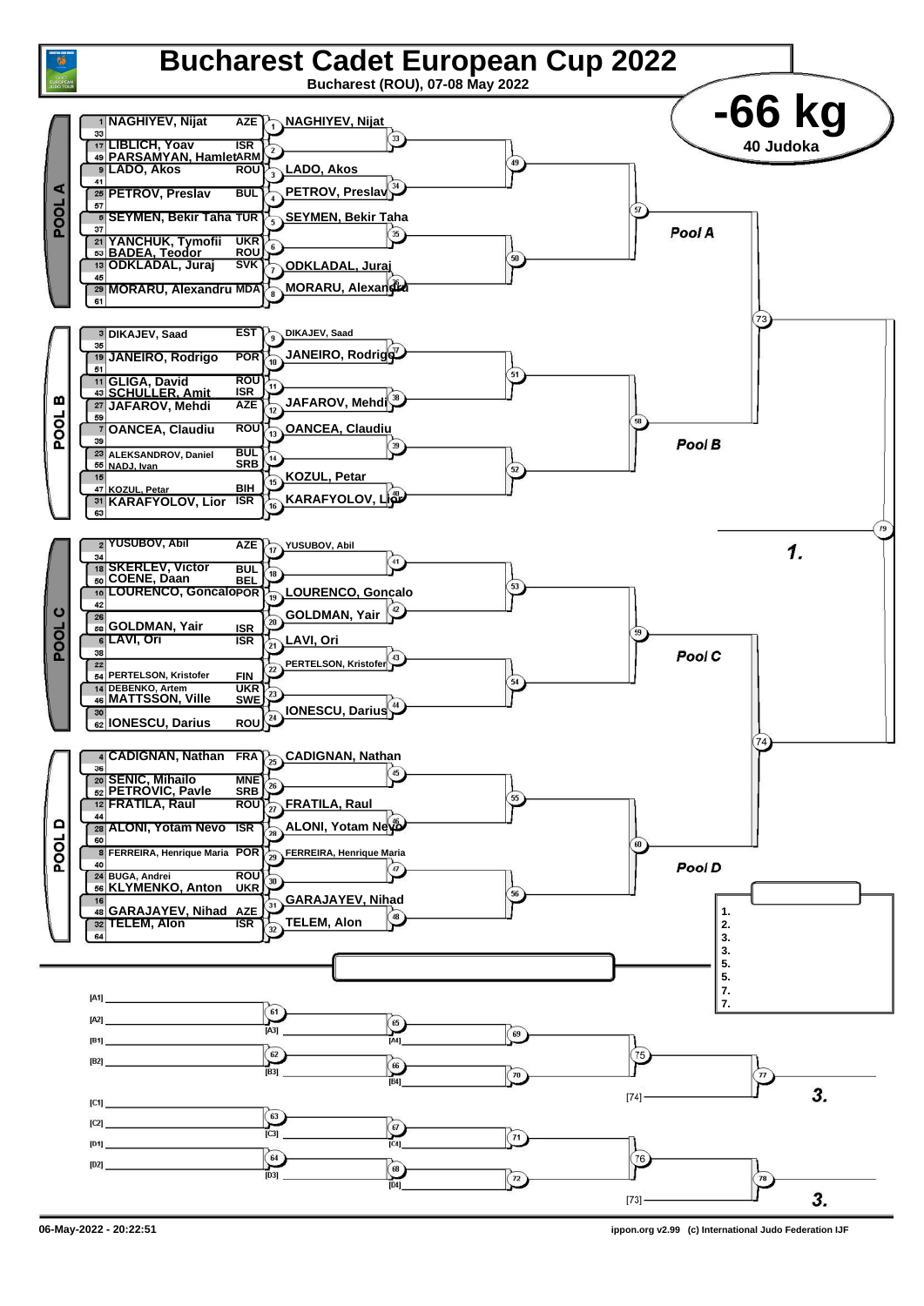# Bucharest Cadet European Cup 2022

Bucharest (ROU), 07-08 May 2022

## -66 kg

40 Judoka

### POOL A

| Seed | Name | Country |
|---|---|---|
| 1 | NAGHIYEV, Nijat | AZE |
| 33 | | |
| 17 | LIBLICH, Yoav | ISR |
| 49 | PARSAMYAN, Hamlet | ARM |
| 9 | LADO, Akos | ROU |
| 41 | | |
| 25 | PETROV, Preslav | BUL |
| 57 | | |
| 5 | SEYMEN, Bekir Taha | TUR |
| 37 | | |
| 21 | YANCHUK, Tymofii | UKR |
| 53 | BADEA, Teodor | ROU |
| 13 | ODKLADAL, Juraj | SVK |
| 45 | | |
| 29 | MORARU, Alexandru | MDA |
| 61 | | |

Round 1 winners: (1) NAGHIYEV, Nijat; (3) LADO, Akos; (4) PETROV, Preslav; (5) SEYMEN, Bekir Taha; (7) ODKLADAL, Juraj; (8) MORARU, Alexandru

### POOL B

| Seed | Name | Country |
|---|---|---|
| 3 | DIKAJEV, Saad | EST |
| 35 | | |
| 19 | JANEIRO, Rodrigo | POR |
| 51 | | |
| 11 | GLIGA, David | ROU |
| 43 | SCHULLER, Amit | ISR |
| 27 | JAFAROV, Mehdi | AZE |
| 59 | | |
| 7 | OANCEA, Claudiu | ROU |
| 39 | | |
| 23 | ALEKSANDROV, Daniel | BUL |
| 55 | NADJ, Ivan | SRB |
| 15 | | |
| 47 | KOZUL, Petar | BIH |
| 31 | KARAFYOLOV, Lior | ISR |
| 63 | | |

Round 1 winners: (9) DIKAJEV, Saad; (10) JANEIRO, Rodrigo; (12) JAFAROV, Mehdi; (13) OANCEA, Claudiu; (15) KOZUL, Petar; (16) KARAFYOLOV, Lior

### POOL C

| Seed | Name | Country |
|---|---|---|
| 2 | YUSUBOV, Abil | AZE |
| 34 | | |
| 18 | SKERLEV, Victor | BUL |
| 50 | COENE, Daan | BEL |
| 10 | LOURENCO, Goncalo | POR |
| 42 | | |
| 26 | | |
| 58 | GOLDMAN, Yair | ISR |
| 6 | LAVI, Ori | ISR |
| 38 | | |
| 22 | | |
| 54 | PERTELSON, Kristofer | FIN |
| 14 | DEBENKO, Artem | UKR |
| 46 | MATTSSON, Ville | SWE |
| 30 | | |
| 62 | IONESCU, Darius | ROU |

Round 1 winners: (17) YUSUBOV, Abil; (19) LOURENCO, Goncalo; (20) GOLDMAN, Yair; (21) LAVI, Ori; (22) PERTELSON, Kristofer; (24) IONESCU, Darius

### POOL D

| Seed | Name | Country |
|---|---|---|
| 4 | CADIGNAN, Nathan | FRA |
| 36 | | |
| 20 | SENIC, Mihailo | MNE |
| 52 | PETROVIC, Pavle | SRB |
| 12 | FRATILA, Raul | ROU |
| 44 | | |
| 28 | ALONI, Yotam Nevo | ISR |
| 60 | | |
| 8 | FERREIRA, Henrique Maria | POR |
| 40 | | |
| 24 | BUGA, Andrei | ROU |
| 56 | KLYMENKO, Anton | UKR |
| 16 | | |
| 48 | GARAJAYEV, Nihad | AZE |
| 32 | TELEM, Alon | ISR |
| 64 | | |

Round 1 winners: (25) CADIGNAN, Nathan; (27) FRATILA, Raul; (28) ALONI, Yotam Nevo; (29) FERREIRA, Henrique Maria; (31) GARAJAYEV, Nihad; (32) TELEM, Alon

### Final

Pool A / Pool B (73) – Pool C / Pool D (74) – Final (79): 1.

### Results

1.
2.
3.
3.
5.
5.
7.
7.

### Repechage

[A1], [A2], [B1], [B2], [C1], [C2], [D1], [D2]

Contests 61–78; [74] → 3.; [73] → 3.

06-May-2022 - 20:22:51 — ippon.org v2.99 (c) International Judo Federation IJF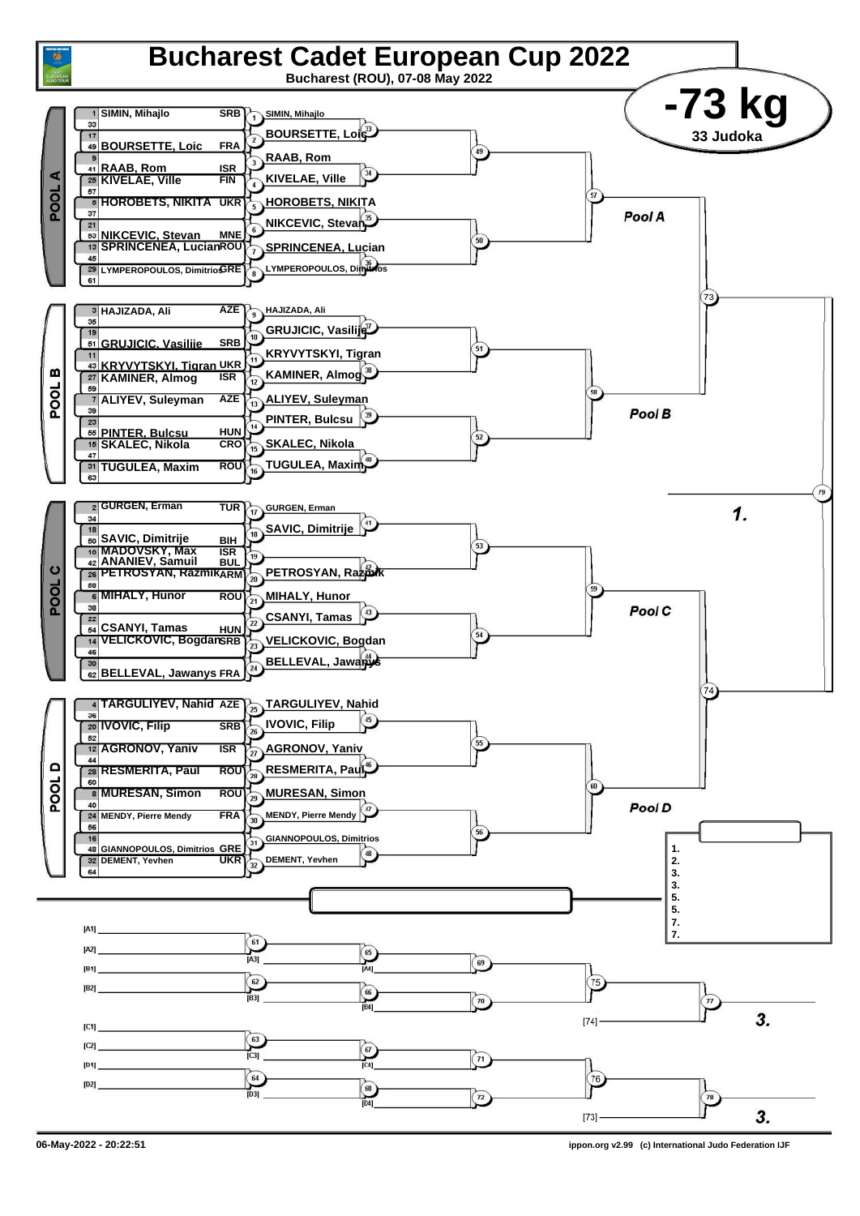# Bucharest Cadet European Cup 2022

**Bucharest (ROU), 07-08 May 2022**

## -73 kg

**33 Judoka**

### POOL A

| Seed | Name | Country |
|---|---|---|
| 1 | SIMIN, Mihajlo | SRB |
| 33 | | |
| 17 | | |
| 49 | BOURSETTE, Loic | FRA |
| 9 | | |
| 41 | RAAB, Rom | ISR |
| 25 | KIVELAE, Ville | FIN |
| 57 | | |
| 5 | HOROBETS, NIKITA | UKR |
| 37 | | |
| 21 | | |
| 53 | NIKCEVIC, Stevan | MNE |
| 13 | SPRINCENEA, Lucian | ROU |
| 45 | | |
| 29 | LYMPEROPOULOS, Dimitrios | GRE |
| 61 | | |

Round 1: (1) SIMIN, Mihajlo; (2) BOURSETTE, Loic; (3) RAAB, Rom; (4) KIVELAE, Ville; (5) HOROBETS, NIKITA; (6) NIKCEVIC, Stevan; (7) SPRINCENEA, Lucian; (8) LYMPEROPOULOS, Dimitrios

Round 2: 33, 34, 35, 36

Round 3: 49, 50

Pool A: 57

### POOL B

| Seed | Name | Country |
|---|---|---|
| 3 | HAJIZADA, Ali | AZE |
| 35 | | |
| 19 | | |
| 51 | GRUJICIC, Vasilije | SRB |
| 11 | | |
| 43 | KRYVYTSKYI, Tigran | UKR |
| 27 | KAMINER, Almog | ISR |
| 59 | | |
| 7 | ALIYEV, Suleyman | AZE |
| 39 | | |
| 23 | | |
| 55 | PINTER, Bulcsu | HUN |
| 15 | SKALEC, Nikola | CRO |
| 47 | | |
| 31 | TUGULEA, Maxim | ROU |
| 63 | | |

Round 1: (9) HAJIZADA, Ali; (10) GRUJICIC, Vasilije; (11) KRYVYTSKYI, Tigran; (12) KAMINER, Almog; (13) ALIYEV, Suleyman; (14) PINTER, Bulcsu; (15) SKALEC, Nikola; (16) TUGULEA, Maxim

Round 2: 37, 38, 39, 40

Round 3: 51, 52

Pool B: 58

Semi-final: 73

### POOL C

| Seed | Name | Country |
|---|---|---|
| 2 | GURGEN, Erman | TUR |
| 34 | | |
| 18 | | |
| 50 | SAVIC, Dimitrije | BIH |
| 10 | MADOVSKY, Max | ISR |
| 42 | ANANIEV, Samuil | BUL |
| 26 | PETROSYAN, Razmik | ARM |
| 58 | | |
| 6 | MIHALY, Hunor | ROU |
| 38 | | |
| 22 | | |
| 54 | CSANYI, Tamas | HUN |
| 14 | VELICKOVIC, Bogdan | SRB |
| 46 | | |
| 30 | | |
| 62 | BELLEVAL, Jawanys | FRA |

Round 1: (17) GURGEN, Erman; (18) SAVIC, Dimitrije; (19); (20) PETROSYAN, Razmik; (21) MIHALY, Hunor; (22) CSANYI, Tamas; (23) VELICKOVIC, Bogdan; (24) BELLEVAL, Jawanys

Round 2: 41, 42, 43, 44

Round 3: 53, 54

Pool C: 59

### POOL D

| Seed | Name | Country |
|---|---|---|
| 4 | TARGULIYEV, Nahid | AZE |
| 36 | | |
| 20 | IVOVIC, Filip | SRB |
| 52 | | |
| 12 | AGRONOV, Yaniv | ISR |
| 44 | | |
| 28 | RESMERITA, Paul | ROU |
| 60 | | |
| 8 | MURESAN, Simon | ROU |
| 40 | | |
| 24 | MENDY, Pierre Mendy | FRA |
| 56 | | |
| 16 | | |
| 48 | GIANNOPOULOS, Dimitrios | GRE |
| 32 | DEMENT, Yevhen | UKR |
| 64 | | |

Round 1: (25) TARGULIYEV, Nahid; (26) IVOVIC, Filip; (27) AGRONOV, Yaniv; (28) RESMERITA, Paul; (29) MURESAN, Simon; (30) MENDY, Pierre Mendy; (31) GIANNOPOULOS, Dimitrios; (32) DEMENT, Yevhen

Round 2: 45, 46, 47, 48

Round 3: 55, 56

Pool D: 60

Semi-final: 74

Final: 79 — **1.**

### Results

1.
2.
3.
3.
5.
5.
7.
7.

### Repechage

[A1]
[A2] — 61 — [A3] — 65 — [A4] — 69
[B1]
[B2] — 62 — [B3] — 66 — [B4] — 70
75 — [74] — 77 — **3.**

[C1]
[C2] — 63 — [C3] — 67 — [C4] — 71
[D1]
[D2] — 64 — [D3] — 68 — [D4] — 72
76 — [73] — 78 — **3.**

06-May-2022 - 20:22:51 ippon.org v2.99 (c) International Judo Federation IJF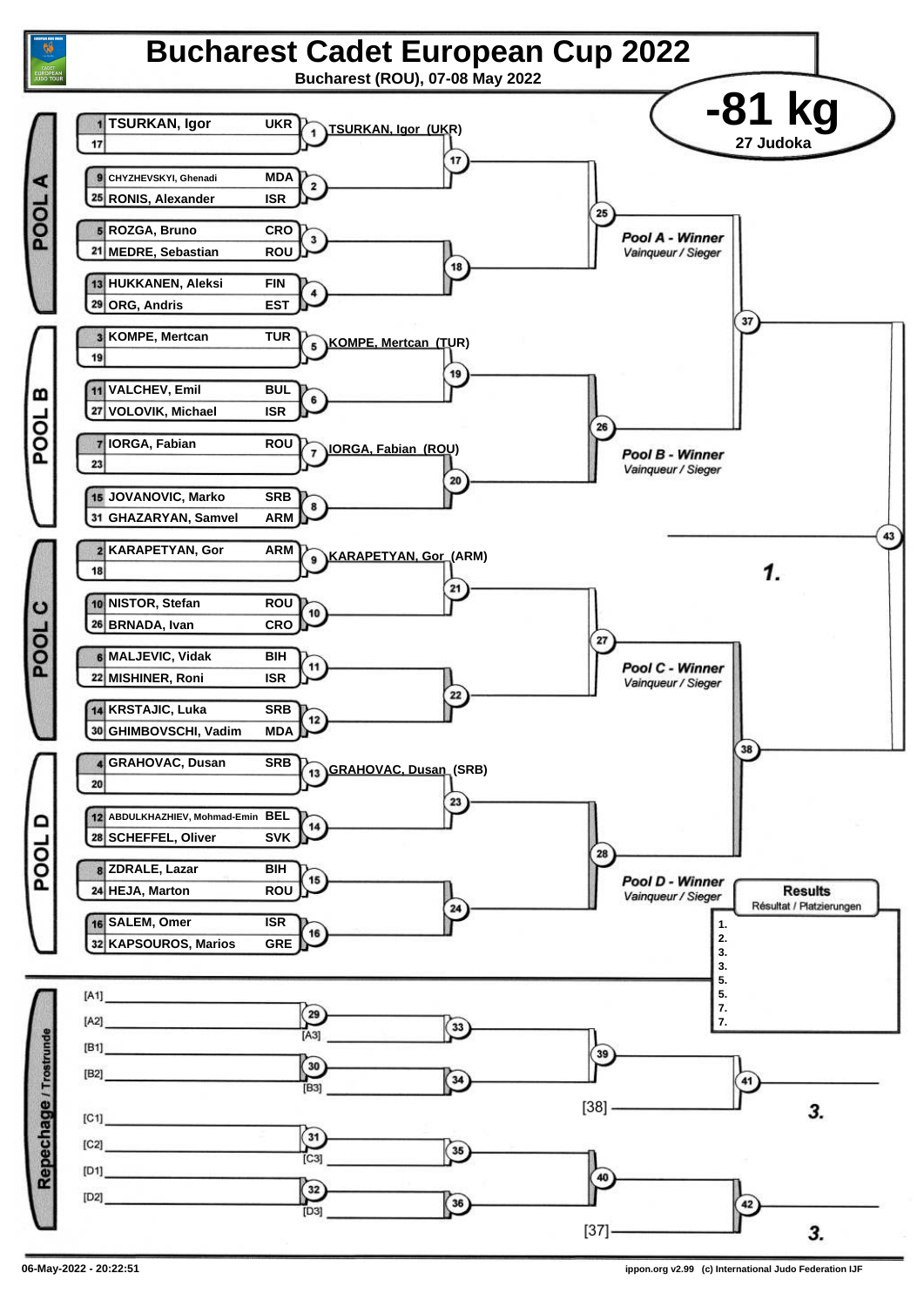# Bucharest Cadet European Cup 2022

Bucharest (ROU), 07-08 May 2022

## -81 kg

27 Judoka

### POOL A

| Seed | Name | Country |
|---|---|---|
| 1 | TSURKAN, Igor | UKR |
| 17 | | |
| 9 | CHYZHEVSKYI, Ghenadi | MDA |
| 25 | RONIS, Alexander | ISR |
| 5 | ROZGA, Bruno | CRO |
| 21 | MEDRE, Sebastian | ROU |
| 13 | HUKKANEN, Aleksi | FIN |
| 29 | ORG, Andris | EST |

Match 1: TSURKAN, Igor (UKR)

Pool A - Winner *Vainqueur / Sieger*

### POOL B

| Seed | Name | Country |
|---|---|---|
| 3 | KOMPE, Mertcan | TUR |
| 19 | | |
| 11 | VALCHEV, Emil | BUL |
| 27 | VOLOVIK, Michael | ISR |
| 7 | IORGA, Fabian | ROU |
| 23 | | |
| 15 | JOVANOVIC, Marko | SRB |
| 31 | GHAZARYAN, Samvel | ARM |

Match 5: KOMPE, Mertcan (TUR)

Match 7: IORGA, Fabian (ROU)

Pool B - Winner *Vainqueur / Sieger*

### POOL C

| Seed | Name | Country |
|---|---|---|
| 2 | KARAPETYAN, Gor | ARM |
| 18 | | |
| 10 | NISTOR, Stefan | ROU |
| 26 | BRNADA, Ivan | CRO |
| 6 | MALJEVIC, Vidak | BIH |
| 22 | MISHINER, Roni | ISR |
| 14 | KRSTAJIC, Luka | SRB |
| 30 | GHIMBOVSCHI, Vadim | MDA |

Match 9: KARAPETYAN, Gor (ARM)

Pool C - Winner *Vainqueur / Sieger*

### POOL D

| Seed | Name | Country |
|---|---|---|
| 4 | GRAHOVAC, Dusan | SRB |
| 20 | | |
| 12 | ABDULKHAZHIEV, Mohmad-Emin | BEL |
| 28 | SCHEFFEL, Oliver | SVK |
| 8 | ZDRALE, Lazar | BIH |
| 24 | HEJA, Marton | ROU |
| 16 | SALEM, Omer | ISR |
| 32 | KAPSOUROS, Marios | GRE |

Match 13: GRAHOVAC, Dusan (SRB)

Pool D - Winner *Vainqueur / Sieger*

Final (43): 1.

### Repechage / Trostrunde

[A1] [A2] (29) [A3] (33)

[B1] [B2] (30) [B3] (34)

(39) [38] (41) 3.

[C1] [C2] (31) [C3] (35)

[D1] [D2] (32) [D3] (36)

(40) [37] (42) 3.

### Results *Résultat / Platzierungen*

1.
2.
3.
3.
5.
5.
7.
7.

06-May-2022 - 20:22:51

ippon.org v2.99 (c) International Judo Federation IJF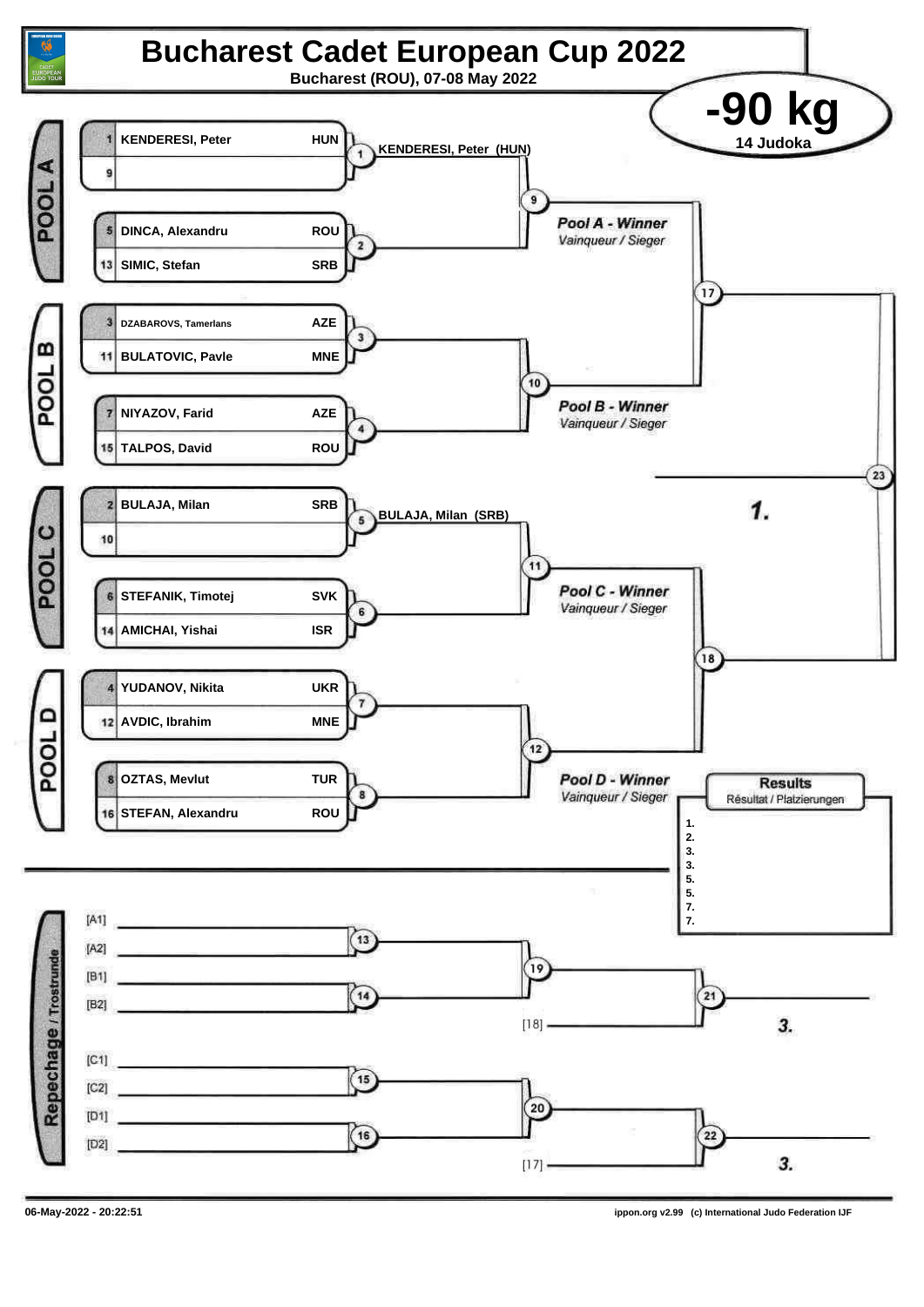# Bucharest Cadet European Cup 2022

**Bucharest (ROU), 07-08 May 2022**

## -90 kg

**14 Judoka**

### POOL A

| Seed | Name | Country |
|---|---|---|
| 1 | KENDERESI, Peter | HUN |
| 9 | | |
| 5 | DINCA, Alexandru | ROU |
| 13 | SIMIC, Stefan | SRB |

Contest 1: KENDERESI, Peter (HUN)

Contests 2, 9

*Pool A - Winner*
*Vainqueur / Sieger*

### POOL B

| Seed | Name | Country |
|---|---|---|
| 3 | DZABAROVS, Tamerlans | AZE |
| 11 | BULATOVIC, Pavle | MNE |
| 7 | NIYAZOV, Farid | AZE |
| 15 | TALPOS, David | ROU |

Contests 3, 4, 10

*Pool B - Winner*
*Vainqueur / Sieger*

Contest 17

Contest 23 — *1.*

### POOL C

| Seed | Name | Country |
|---|---|---|
| 2 | BULAJA, Milan | SRB |
| 10 | | |
| 6 | STEFANIK, Timotej | SVK |
| 14 | AMICHAI, Yishai | ISR |

Contest 5: BULAJA, Milan (SRB)

Contests 6, 11

*Pool C - Winner*
*Vainqueur / Sieger*

### POOL D

| Seed | Name | Country |
|---|---|---|
| 4 | YUDANOV, Nikita | UKR |
| 12 | AVDIC, Ibrahim | MNE |
| 8 | OZTAS, Mevlut | TUR |
| 16 | STEFAN, Alexandru | ROU |

Contests 7, 8, 12

*Pool D - Winner*
*Vainqueur / Sieger*

Contest 18

### Results
Résultat / Platzierungen

| Place | Name |
|---|---|
| 1. | |
| 2. | |
| 3. | |
| 3. | |
| 5. | |
| 5. | |
| 7. | |
| 7. | |

### Repechage / Trostrunde

- [A1] / [A2] — Contest 13
- [B1] / [B2] — Contest 14
- Contest 19
- [18] — Contest 21 — *3.*
- [C1] / [C2] — Contest 15
- [D1] / [D2] — Contest 16
- Contest 20
- [17] — Contest 22 — *3.*

06-May-2022 - 20:22:51

ippon.org v2.99 (c) International Judo Federation IJF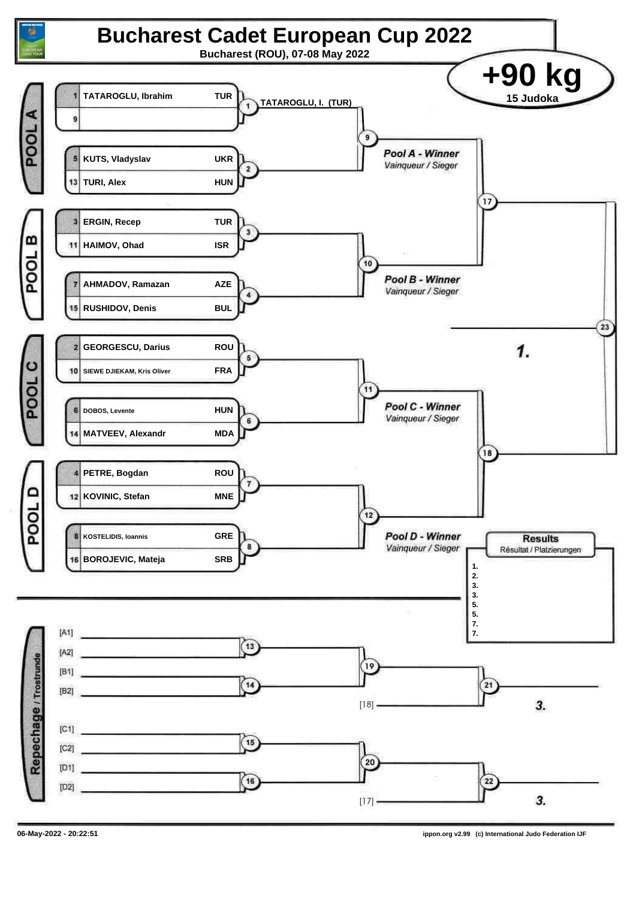# Bucharest Cadet European Cup 2022

**Bucharest (ROU), 07-08 May 2022**

## +90 kg

**15 Judoka**

### POOL A

| Seed | Name | Country |
|---|---|---|
| 1 | TATAROGLU, Ibrahim | TUR |
| 9 | | |
| 5 | KUTS, Vladyslav | UKR |
| 13 | TURI, Alex | HUN |

Match 1: TATAROGLU, I. (TUR)

Matches 2, 9

*Pool A - Winner*
*Vainqueur / Sieger*

### POOL B

| Seed | Name | Country |
|---|---|---|
| 3 | ERGIN, Recep | TUR |
| 11 | HAIMOV, Ohad | ISR |
| 7 | AHMADOV, Ramazan | AZE |
| 15 | RUSHIDOV, Denis | BUL |

Matches 3, 4, 10

*Pool B - Winner*
*Vainqueur / Sieger*

Match 17

Match 23 — **1.**

### POOL C

| Seed | Name | Country |
|---|---|---|
| 2 | GEORGESCU, Darius | ROU |
| 10 | SIEWE DJIEKAM, Kris Oliver | FRA |
| 6 | DOBOS, Levente | HUN |
| 14 | MATVEEV, Alexandr | MDA |

Matches 5, 6, 11

*Pool C - Winner*
*Vainqueur / Sieger*

Match 18

### POOL D

| Seed | Name | Country |
|---|---|---|
| 4 | PETRE, Bogdan | ROU |
| 12 | KOVINIC, Stefan | MNE |
| 8 | KOSTELIDIS, Ioannis | GRE |
| 16 | BOROJEVIC, Mateja | SRB |

Matches 7, 8, 12

*Pool D - Winner*
*Vainqueur / Sieger*

### Results
Résultat / Platzierungen

1.
2.
3.
3.
5.
5.
7.
7.

### Repechage / Trostrunde

- [A1], [A2] — Match 13
- [B1], [B2] — Match 14
- Match 19
- [18] — Match 21 — **3.**
- [C1], [C2] — Match 15
- [D1], [D2] — Match 16
- Match 20
- [17] — Match 22 — **3.**

06-May-2022 - 20:22:51

ippon.org v2.99 (c) International Judo Federation IJF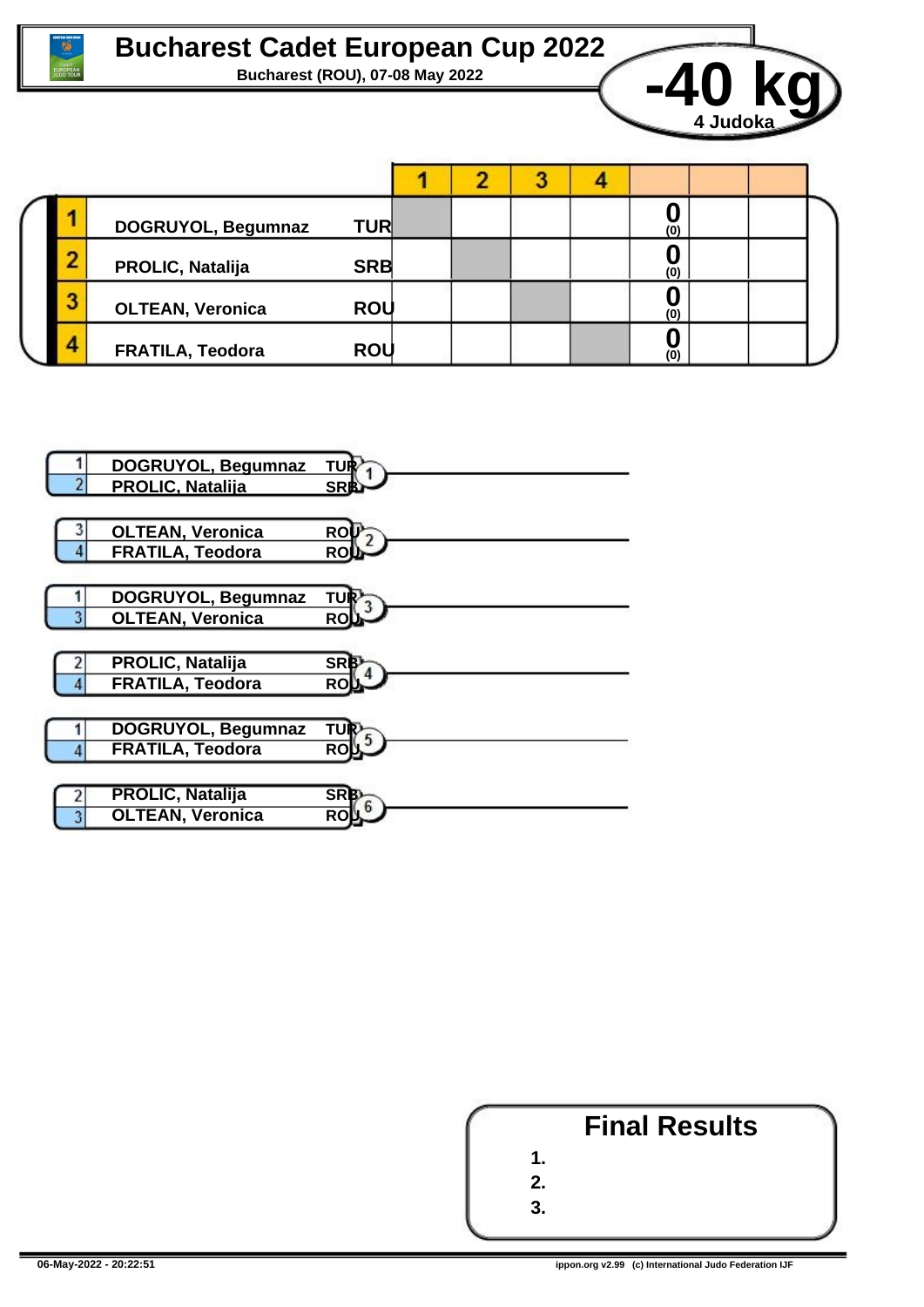# Bucharest Cadet European Cup 2022

**Bucharest (ROU), 07-08 May 2022**

## -40 kg

**4 Judoka**

| # | Name | Nation | 1 | 2 | 3 | 4 | | | |
|---|---|---|---|---|---|---|---|---|---|
| 1 | DOGRUYOL, Begumnaz | TUR | | | | | 0 (0) | | |
| 2 | PROLIC, Natalija | SRB | | | | | 0 (0) | | |
| 3 | OLTEAN, Veronica | ROU | | | | | 0 (0) | | |
| 4 | FRATILA, Teodora | ROU | | | | | 0 (0) | | |

| Contest | # | Name | Nation |
|---|---|---|---|
| 1 | 1 | DOGRUYOL, Begumnaz | TUR |
| | 2 | PROLIC, Natalija | SRB |
| 2 | 3 | OLTEAN, Veronica | ROU |
| | 4 | FRATILA, Teodora | ROU |
| 3 | 1 | DOGRUYOL, Begumnaz | TUR |
| | 3 | OLTEAN, Veronica | ROU |
| 4 | 2 | PROLIC, Natalija | SRB |
| | 4 | FRATILA, Teodora | ROU |
| 5 | 1 | DOGRUYOL, Begumnaz | TUR |
| | 4 | FRATILA, Teodora | ROU |
| 6 | 2 | PROLIC, Natalija | SRB |
| | 3 | OLTEAN, Veronica | ROU |

## Final Results

1.
2.
3.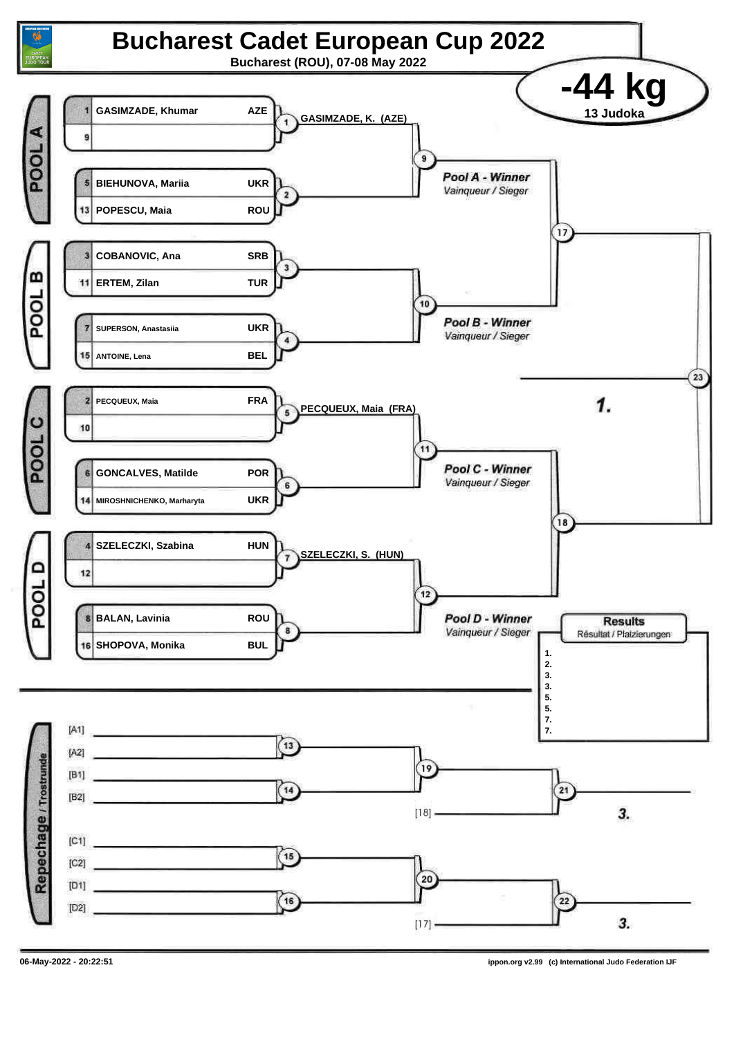# Bucharest Cadet European Cup 2022

**Bucharest (ROU), 07-08 May 2022**

## -44 kg

**13 Judoka**

### POOL A

| Seed | Name | Country |
|---|---|---|
| 1 | GASIMZADE, Khumar | AZE |
| 9 | | |
| 5 | BIEHUNOVA, Mariia | UKR |
| 13 | POPESCU, Maia | ROU |

- Contest 1: GASIMZADE, K. (AZE)
- Contest 2
- Contest 9: Pool A - Winner / *Vainqueur / Sieger*

### POOL B

| Seed | Name | Country |
|---|---|---|
| 3 | COBANOVIC, Ana | SRB |
| 11 | ERTEM, Zilan | TUR |
| 7 | SUPERSON, Anastasiia | UKR |
| 15 | ANTOINE, Lena | BEL |

- Contest 3
- Contest 4
- Contest 10: Pool B - Winner / *Vainqueur / Sieger*

### POOL C

| Seed | Name | Country |
|---|---|---|
| 2 | PECQUEUX, Maia | FRA |
| 10 | | |
| 6 | GONCALVES, Matilde | POR |
| 14 | MIROSHNICHENKO, Marharyta | UKR |

- Contest 5: PECQUEUX, Maia (FRA)
- Contest 6
- Contest 11: Pool C - Winner / *Vainqueur / Sieger*

### POOL D

| Seed | Name | Country |
|---|---|---|
| 4 | SZELECZKI, Szabina | HUN |
| 12 | | |
| 8 | BALAN, Lavinia | ROU |
| 16 | SHOPOVA, Monika | BUL |

- Contest 7: SZELECZKI, S. (HUN)
- Contest 8
- Contest 12: Pool D - Winner / *Vainqueur / Sieger*

### Semi-finals and Final

- Contest 17: Pool A Winner vs Pool B Winner
- Contest 18: Pool C Winner vs Pool D Winner
- Contest 23: Final — **1.**

### Repechage / Trostrunde

- Contest 13: [A1] vs [A2]
- Contest 14: [B1] vs [B2]
- Contest 19: Winner 13 vs Winner 14
- Contest 21: Winner 19 vs [18] — **3.**
- Contest 15: [C1] vs [C2]
- Contest 16: [D1] vs [D2]
- Contest 20: Winner 15 vs Winner 16
- Contest 22: Winner 20 vs [17] — **3.**

### Results / *Résultat / Platzierungen*

1.
2.
3.
3.
5.
5.
7.
7.

06-May-2022 - 20:22:51

ippon.org v2.99 (c) International Judo Federation IJF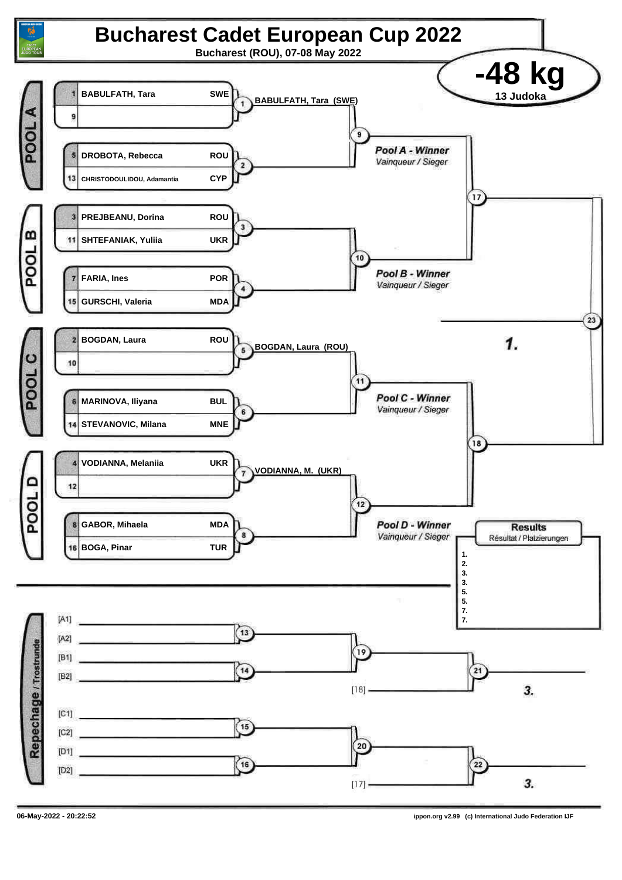# Bucharest Cadet European Cup 2022

**Bucharest (ROU), 07-08 May 2022**

## -48 kg

**13 Judoka**

### POOL A

| Seed | Name | Country |
|---|---|---|
| 1 | BABULFATH, Tara | SWE |
| 9 | | |
| 5 | DROBOTA, Rebecca | ROU |
| 13 | CHRISTODOULIDOU, Adamantia | CYP |

- Contest 1: BABULFATH, Tara (SWE)
- Contest 2
- Contest 9 → Pool A - Winner / Vainqueur / Sieger

### POOL B

| Seed | Name | Country |
|---|---|---|
| 3 | PREJBEANU, Dorina | ROU |
| 11 | SHTEFANIAK, Yuliia | UKR |
| 7 | FARIA, Ines | POR |
| 15 | GURSCHI, Valeria | MDA |

- Contest 3
- Contest 4
- Contest 10 → Pool B - Winner / Vainqueur / Sieger

### POOL C

| Seed | Name | Country |
|---|---|---|
| 2 | BOGDAN, Laura | ROU |
| 10 | | |
| 6 | MARINOVA, Iliyana | BUL |
| 14 | STEVANOVIC, Milana | MNE |

- Contest 5: BOGDAN, Laura (ROU)
- Contest 6
- Contest 11 → Pool C - Winner / Vainqueur / Sieger

### POOL D

| Seed | Name | Country |
|---|---|---|
| 4 | VODIANNA, Melaniia | UKR |
| 12 | | |
| 8 | GABOR, Mihaela | MDA |
| 16 | BOGA, Pinar | TUR |

- Contest 7: VODIANNA, M. (UKR)
- Contest 8
- Contest 12 → Pool D - Winner / Vainqueur / Sieger

### Semi-finals and Final

- Contest 17: Pool A Winner vs Pool B Winner
- Contest 18: Pool C Winner vs Pool D Winner
- Contest 23: Final → 1.

### Results / Résultat / Platzierungen

1.
2.
3.
3.
5.
5.
7.
7.

### Repechage / Trostrunde

- Contest 13: [A1] vs [A2]
- Contest 14: [B1] vs [B2]
- Contest 19: Winner 13 vs Winner 14
- Contest 21: Winner 19 vs [18] → 3.
- Contest 15: [C1] vs [C2]
- Contest 16: [D1] vs [D2]
- Contest 20: Winner 15 vs Winner 16
- Contest 22: Winner 20 vs [17] → 3.

06-May-2022 - 20:22:52

ippon.org v2.99 (c) International Judo Federation IJF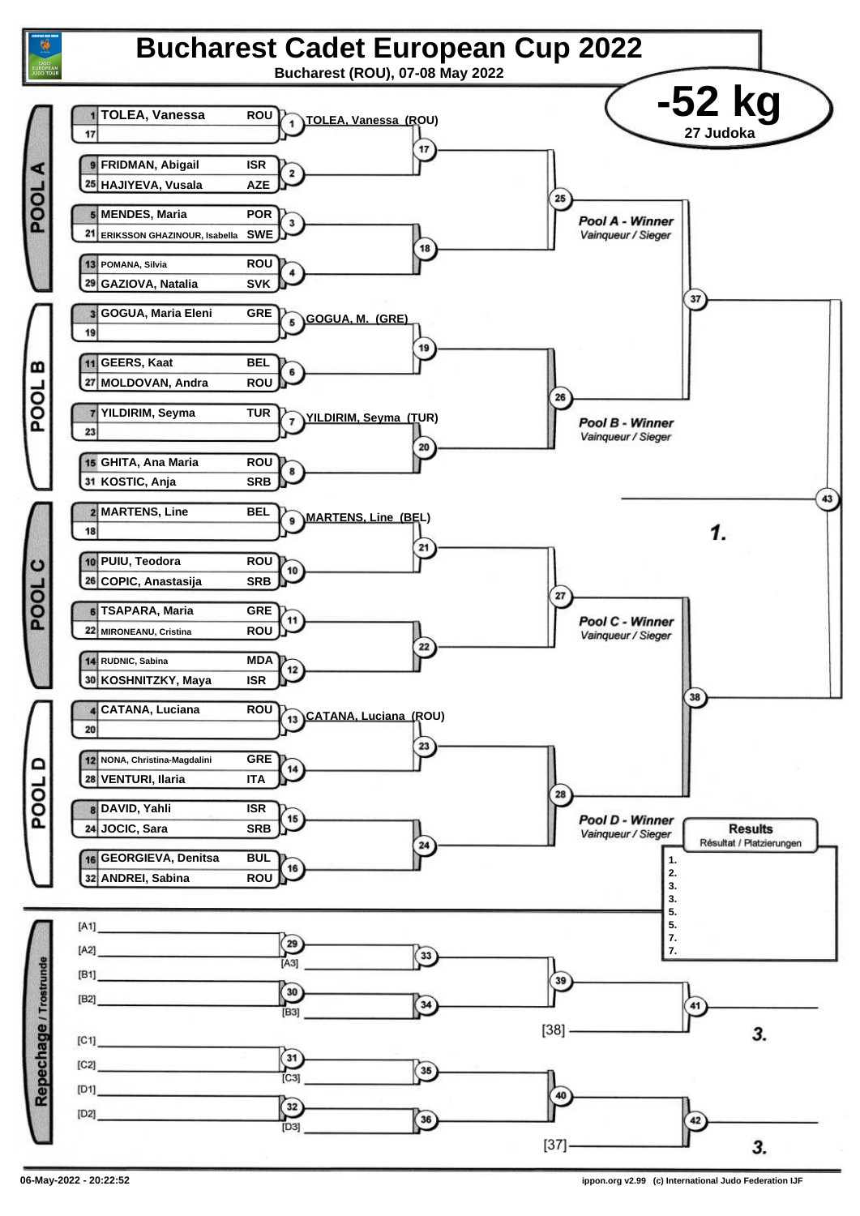# Bucharest Cadet European Cup 2022

Bucharest (ROU), 07-08 May 2022

## -52 kg

27 Judoka

### POOL A

| Seed | Name | Country |
|---|---|---|
| 1 | TOLEA, Vanessa | ROU |
| 17 | | |
| 9 | FRIDMAN, Abigail | ISR |
| 25 | HAJIYEVA, Vusala | AZE |
| 5 | MENDES, Maria | POR |
| 21 | ERIKSSON GHAZINOUR, Isabella | SWE |
| 13 | POMANA, Silvia | ROU |
| 29 | GAZIOVA, Natalia | SVK |

Contest 1: TOLEA, Vanessa (ROU)

Contests 2, 3, 4, 17, 18, 25

*Pool A - Winner* / *Vainqueur / Sieger*

### POOL B

| Seed | Name | Country |
|---|---|---|
| 3 | GOGUA, Maria Eleni | GRE |
| 19 | | |
| 11 | GEERS, Kaat | BEL |
| 27 | MOLDOVAN, Andra | ROU |
| 7 | YILDIRIM, Seyma | TUR |
| 23 | | |
| 15 | GHITA, Ana Maria | ROU |
| 31 | KOSTIC, Anja | SRB |

Contest 5: GOGUA, M. (GRE)

Contest 7: YILDIRIM, Seyma (TUR)

Contests 6, 8, 19, 20, 26

*Pool B - Winner* / *Vainqueur / Sieger*

Contest 37

Contest 43 — *1.*

### POOL C

| Seed | Name | Country |
|---|---|---|
| 2 | MARTENS, Line | BEL |
| 18 | | |
| 10 | PUIU, Teodora | ROU |
| 26 | COPIC, Anastasija | SRB |
| 6 | TSAPARA, Maria | GRE |
| 22 | MIRONEANU, Cristina | ROU |
| 14 | RUDNIC, Sabina | MDA |
| 30 | KOSHNITZKY, Maya | ISR |

Contest 9: MARTENS, Line (BEL)

Contests 10, 11, 12, 21, 22, 27

*Pool C - Winner* / *Vainqueur / Sieger*

Contest 38

### POOL D

| Seed | Name | Country |
|---|---|---|
| 4 | CATANA, Luciana | ROU |
| 20 | | |
| 12 | NONA, Christina-Magdalini | GRE |
| 28 | VENTURI, Ilaria | ITA |
| 8 | DAVID, Yahli | ISR |
| 24 | JOCIC, Sara | SRB |
| 16 | GEORGIEVA, Denitsa | BUL |
| 32 | ANDREI, Sabina | ROU |

Contest 13: CATANA, Luciana (ROU)

Contests 14, 15, 16, 23, 24, 28

*Pool D - Winner* / *Vainqueur / Sieger*

### Results

Résultat / Platzierungen

1.
2.
3.
3.
5.
5.
7.
7.

### Repechage / Trostrunde

- [A1] / [A2] — Contest 29 — [A3] — Contest 33
- [B1] / [B2] — Contest 30 — [B3] — Contest 34
- Contest 39 — Contest 41 — [38] — *3.*
- [C1] / [C2] — Contest 31 — [C3] — Contest 35
- [D1] / [D2] — Contest 32 — [D3] — Contest 36
- Contest 40 — Contest 42 — [37] — *3.*

06-May-2022 - 20:22:52 ippon.org v2.99 (c) International Judo Federation IJF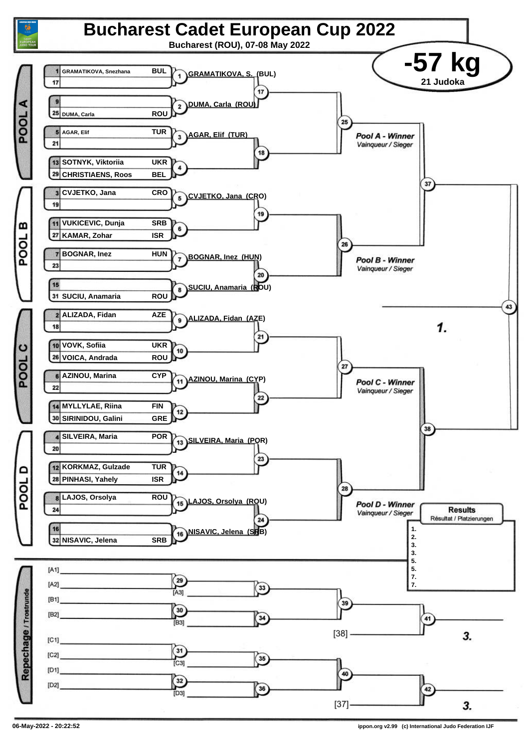# Bucharest Cadet European Cup 2022

**Bucharest (ROU), 07-08 May 2022**

## -57 kg

**21 Judoka**

### POOL A

| Seed | Name | Country |
|---|---|---|
| 1 | GRAMATIKOVA, Snezhana | BUL |
| 17 | | |
| 9 | | |
| 25 | DUMA, Carla | ROU |
| 5 | AGAR, Elif | TUR |
| 21 | | |
| 13 | SOTNYK, Viktoriia | UKR |
| 29 | CHRISTIAENS, Roos | BEL |

- 1: GRAMATIKOVA, S. (BUL)
- 2: DUMA, Carla (ROU)
- 3: AGAR, Elif (TUR)
- 4:
- 17
- 18
- 25

Pool A - Winner
*Vainqueur / Sieger*

### POOL B

| Seed | Name | Country |
|---|---|---|
| 3 | CVJETKO, Jana | CRO |
| 19 | | |
| 11 | VUKICEVIC, Dunja | SRB |
| 27 | KAMAR, Zohar | ISR |
| 7 | BOGNAR, Inez | HUN |
| 23 | | |
| 15 | | |
| 31 | SUCIU, Anamaria | ROU |

- 5: CVJETKO, Jana (CRO)
- 6:
- 7: BOGNAR, Inez (HUN)
- 8: SUCIU, Anamaria (ROU)
- 19
- 20
- 26

Pool B - Winner
*Vainqueur / Sieger*

### POOL C

| Seed | Name | Country |
|---|---|---|
| 2 | ALIZADA, Fidan | AZE |
| 18 | | |
| 10 | VOVK, Sofiia | UKR |
| 26 | VOICA, Andrada | ROU |
| 6 | AZINOU, Marina | CYP |
| 22 | | |
| 14 | MYLLYLAE, Riina | FIN |
| 30 | SIRINIDOU, Galini | GRE |

- 9: ALIZADA, Fidan (AZE)
- 10:
- 11: AZINOU, Marina (CYP)
- 12:
- 21
- 22
- 27

Pool C - Winner
*Vainqueur / Sieger*

### POOL D

| Seed | Name | Country |
|---|---|---|
| 4 | SILVEIRA, Maria | POR |
| 20 | | |
| 12 | KORKMAZ, Gulzade | TUR |
| 28 | PINHASI, Yahely | ISR |
| 8 | LAJOS, Orsolya | ROU |
| 24 | | |
| 16 | | |
| 32 | NISAVIC, Jelena | SRB |

- 13: SILVEIRA, Maria (POR)
- 14:
- 15: LAJOS, Orsolya (ROU)
- 16: NISAVIC, Jelena (SRB)
- 23
- 24
- 28

Pool D - Winner
*Vainqueur / Sieger*

### Final

- 37
- 38
- 43

1.

### Results
*Résultat / Platzierungen*

1.
2.
3.
3.
5.
5.
7.
7.

### Repechage / Trostrunde

- [A1] / [A2] — 29 — [A3] — 33
- [B1] / [B2] — 30 — [B3] — 34
- 39 — [38] — 41 — 3.
- [C1] / [C2] — 31 — [C3] — 35
- [D1] / [D2] — 32 — [D3] — 36
- 40 — [37] — 42 — 3.

06-May-2022 - 20:22:52

ippon.org v2.99 (c) International Judo Federation IJF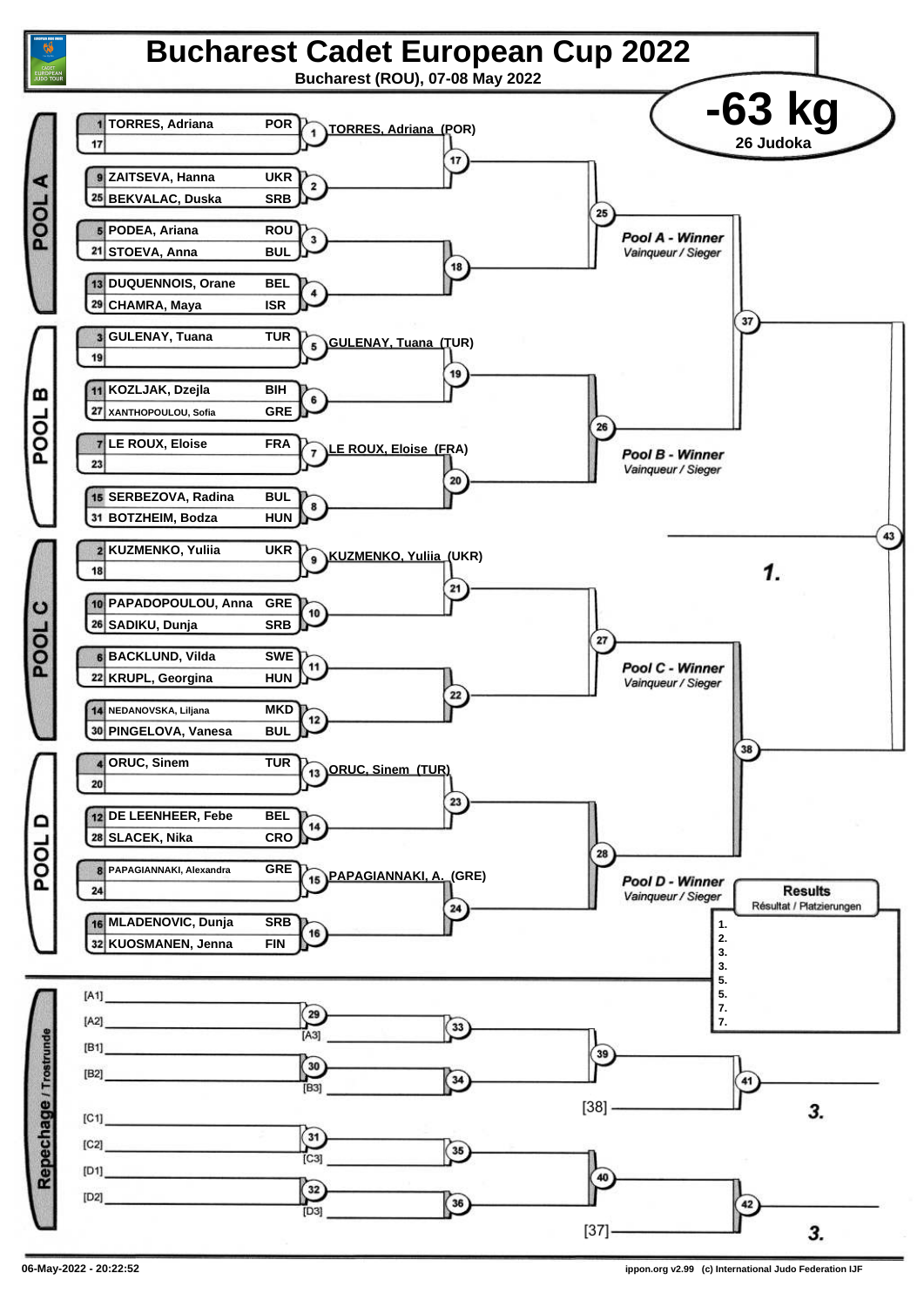# Bucharest Cadet European Cup 2022

**Bucharest (ROU), 07-08 May 2022**

## -63 kg

**26 Judoka**

### POOL A

| Seed | Name | Country |
|---|---|---|
| 1 | TORRES, Adriana | POR |
| 17 | | |
| 9 | ZAITSEVA, Hanna | UKR |
| 25 | BEKVALAC, Duska | SRB |
| 5 | PODEA, Ariana | ROU |
| 21 | STOEVA, Anna | BUL |
| 13 | DUQUENNOIS, Orane | BEL |
| 29 | CHAMRA, Maya | ISR |

- 1: TORRES, Adriana (POR)
- 2, 3, 4, 17, 18, 25
- Pool A - Winner / Vainqueur / Sieger

### POOL B

| Seed | Name | Country |
|---|---|---|
| 3 | GULENAY, Tuana | TUR |
| 19 | | |
| 11 | KOZLJAK, Dzejla | BIH |
| 27 | XANTHOPOULOU, Sofia | GRE |
| 7 | LE ROUX, Eloise | FRA |
| 23 | | |
| 15 | SERBEZOVA, Radina | BUL |
| 31 | BOTZHEIM, Bodza | HUN |

- 5: GULENAY, Tuana (TUR)
- 7: LE ROUX, Eloise (FRA)
- 6, 8, 19, 20, 26
- Pool B - Winner / Vainqueur / Sieger

### POOL C

| Seed | Name | Country |
|---|---|---|
| 2 | KUZMENKO, Yuliia | UKR |
| 18 | | |
| 10 | PAPADOPOULOU, Anna | GRE |
| 26 | SADIKU, Dunja | SRB |
| 6 | BACKLUND, Vilda | SWE |
| 22 | KRUPL, Georgina | HUN |
| 14 | NEDANOVSKA, Liljana | MKD |
| 30 | PINGELOVA, Vanesa | BUL |

- 9: KUZMENKO, Yuliia (UKR)
- 10, 11, 12, 21, 22, 27
- Pool C - Winner / Vainqueur / Sieger

### POOL D

| Seed | Name | Country |
|---|---|---|
| 4 | ORUC, Sinem | TUR |
| 20 | | |
| 12 | DE LEENHEER, Febe | BEL |
| 28 | SLACEK, Nika | CRO |
| 8 | PAPAGIANNAKI, Alexandra | GRE |
| 24 | | |
| 16 | MLADENOVIC, Dunja | SRB |
| 32 | KUOSMANEN, Jenna | FIN |

- 13: ORUC, Sinem (TUR)
- 15: PAPAGIANNAKI, A. (GRE)
- 14, 16, 23, 24, 28
- Pool D - Winner / Vainqueur / Sieger

### Final

- 37, 38, 43
- 1.

### Repechage / Trostrunde

- [A1] [A2] → 29 → [A3] → 33
- [B1] [B2] → 30 → [B3] → 34
- 33, 34 → 39
- 39, [38] → 41 → 3.
- [C1] [C2] → 31 → [C3] → 35
- [D1] [D2] → 32 → [D3] → 36
- 35, 36 → 40
- 40, [37] → 42 → 3.

### Results / Résultat / Platzierungen

1.
2.
3.
3.
5.
5.
7.
7.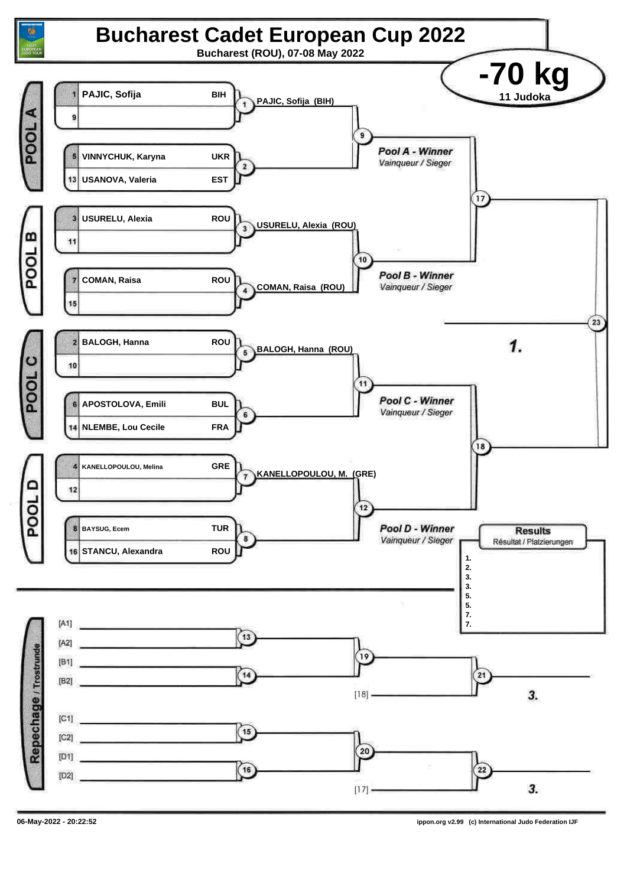# Bucharest Cadet European Cup 2022

**Bucharest (ROU), 07-08 May 2022**

## -70 kg

**11 Judoka**

### POOL A

| Seed | Name | Country |
|---|---|---|
| 1 | PAJIC, Sofija | BIH |
| 9 | | |
| 5 | VINNYCHUK, Karyna | UKR |
| 13 | USANOVA, Valeria | EST |

- Contest 1: PAJIC, Sofija (BIH)
- Contest 2
- Contest 9: *Pool A - Winner* / *Vainqueur / Sieger*

### POOL B

| Seed | Name | Country |
|---|---|---|
| 3 | USURELU, Alexia | ROU |
| 11 | | |
| 7 | COMAN, Raisa | ROU |
| 15 | | |

- Contest 3: USURELU, Alexia (ROU)
- Contest 4: COMAN, Raisa (ROU)
- Contest 10: *Pool B - Winner* / *Vainqueur / Sieger*

### POOL C

| Seed | Name | Country |
|---|---|---|
| 2 | BALOGH, Hanna | ROU |
| 10 | | |
| 6 | APOSTOLOVA, Emili | BUL |
| 14 | NLEMBE, Lou Cecile | FRA |

- Contest 5: BALOGH, Hanna (ROU)
- Contest 6
- Contest 11: *Pool C - Winner* / *Vainqueur / Sieger*

### POOL D

| Seed | Name | Country |
|---|---|---|
| 4 | KANELLOPOULOU, Melina | GRE |
| 12 | | |
| 8 | BAYSUG, Ecem | TUR |
| 16 | STANCU, Alexandra | ROU |

- Contest 7: KANELLOPOULOU, M. (GRE)
- Contest 8
- Contest 12: *Pool D - Winner* / *Vainqueur / Sieger*

### Final

- Contest 17 (Pool A winner vs Pool B winner)
- Contest 18 (Pool C winner vs Pool D winner)
- Contest 23: 1.

### Results

Résultat / Platzierungen

1.
2.
3.
3.
5.
5.
7.
7.

### Repechage / Trostrunde

- Contest 13: [A1] vs [A2]
- Contest 14: [B1] vs [B2]
- Contest 19: Winner 13 vs Winner 14
- Contest 21: Winner 19 vs [18] → 3.
- Contest 15: [C1] vs [C2]
- Contest 16: [D1] vs [D2]
- Contest 20: Winner 15 vs Winner 16
- Contest 22: Winner 20 vs [17] → 3.

06-May-2022 - 20:22:52

ippon.org v2.99 (c) International Judo Federation IJF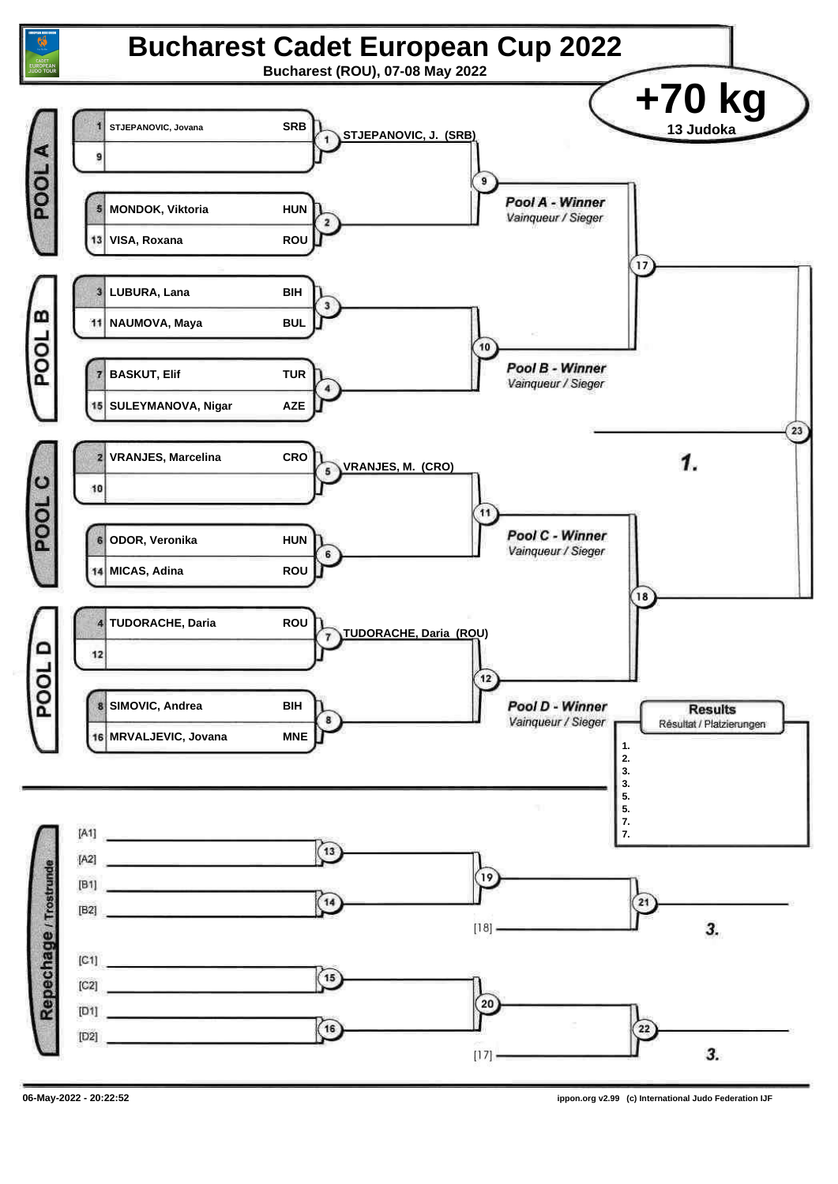# Bucharest Cadet European Cup 2022

**Bucharest (ROU), 07-08 May 2022**

## +70 kg

**13 Judoka**

## POOL A

| Seed | Name | Nation |
|---|---|---|
| 1 | STJEPANOVIC, Jovana | SRB |
| 9 | | |
| 5 | MONDOK, Viktoria | HUN |
| 13 | VISA, Roxana | ROU |

1: STJEPANOVIC, J. (SRB)

2

9

*Pool A - Winner*
*Vainqueur / Sieger*

## POOL B

| Seed | Name | Nation |
|---|---|---|
| 3 | LUBURA, Lana | BIH |
| 11 | NAUMOVA, Maya | BUL |
| 7 | BASKUT, Elif | TUR |
| 15 | SULEYMANOVA, Nigar | AZE |

3

4

10

*Pool B - Winner*
*Vainqueur / Sieger*

17

23

*1.*

## POOL C

| Seed | Name | Nation |
|---|---|---|
| 2 | VRANJES, Marcelina | CRO |
| 10 | | |
| 6 | ODOR, Veronika | HUN |
| 14 | MICAS, Adina | ROU |

5: VRANJES, M. (CRO)

6

11

*Pool C - Winner*
*Vainqueur / Sieger*

18

## POOL D

| Seed | Name | Nation |
|---|---|---|
| 4 | TUDORACHE, Daria | ROU |
| 12 | | |
| 8 | SIMOVIC, Andrea | BIH |
| 16 | MRVALJEVIC, Jovana | MNE |

7: TUDORACHE, Daria (ROU)

8

12

*Pool D - Winner*
*Vainqueur / Sieger*

## Results

Résultat / Platzierungen

1.
2.
3.
3.
5.
5.
7.
7.

## Repechage / Trostrunde

[A1]
[A2]
13

[B1]
[B2]
14

19

[18]

21

*3.*

[C1]
[C2]
15

[D1]
[D2]
16

20

[17]

22

*3.*

06-May-2022 - 20:22:52

ippon.org v2.99 (c) International Judo Federation IJF